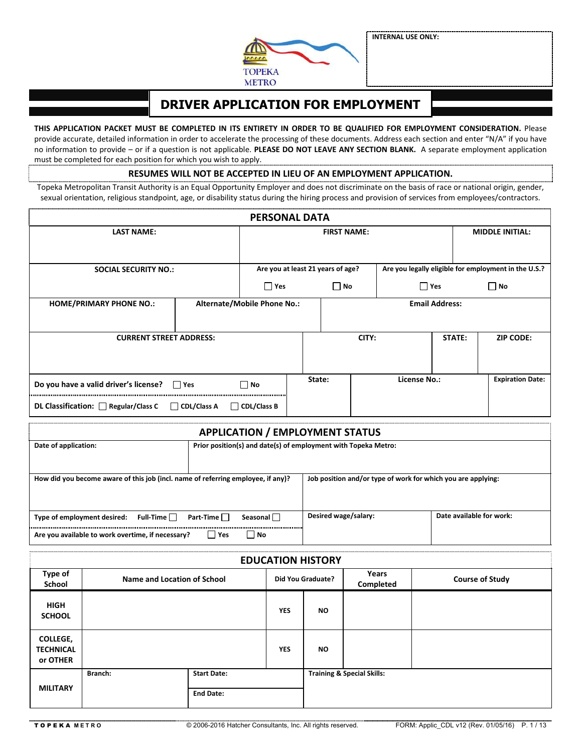TOPEKA METRO

**INTERNAL USE ONLY:**

# DRIVER APPLICATION FOR EMPLOYMENT

**THIS APPLICATION PACKET MUST BE COMPLETED IN ITS ENTIRETY IN ORDER TO BE QUALIFIED FOR EMPLOYMENT CONSIDERATION.** Please provide accurate, detailed information in order to accelerate the processing of these documents. Address each section and enter "N/A" if you have no information to provide – or if a question is not applicable. **PLEASE DO NOT LEAVE ANY SECTION BLANK.** A separate employment application must be completed for each position for which you wish to apply.

**RESUMES WILL NOT BE ACCEPTED IN LIEU OF AN EMPLOYMENT APPLICATION.**

Topeka Metropolitan Transit Authority is an Equal Opportunity Employer and does not discriminate on the basis of race or national origin, gender, sexual orientation, religious standpoint, age, or disability status during the hiring process and provision of services from employees/contractors.

## PERSONAL DATA

| LAST NAME: | FIRST NAME: | MIDDLE INITIAL: |
|---|---|---|
| | | |

| SOCIAL SECURITY NO.: | Are you at least 21 years of age? | Are you legally eligible for employment in the U.S.? |
|---|---|---|
| | ☐ Yes ☐ No | ☐ Yes ☐ No |

| HOME/PRIMARY PHONE NO.: | Alternate/Mobile Phone No.: | Email Address: |
|---|---|---|
| | | |

| CURRENT STREET ADDRESS: | CITY: | STATE: | ZIP CODE: |
|---|---|---|---|
| | | | |

| Do you have a valid driver's license? ☐ Yes ☐ No | State: | License No.: | Expiration Date: |
|---|---|---|---|
| DL Classification: ☐ Regular/Class C ☐ CDL/Class A ☐ CDL/Class B | | | |

## APPLICATION / EMPLOYMENT STATUS

| Date of application: | Prior position(s) and date(s) of employment with Topeka Metro: |
|---|---|
| | |

| How did you become aware of this job (incl. name of referring employee, if any)? | Job position and/or type of work for which you are applying: |
|---|---|
| | |

| Type of employment desired: Full-Time ☐ Part-Time ☐ Seasonal ☐ | Desired wage/salary: | Date available for work: |
|---|---|---|
| Are you available to work overtime, if necessary? ☐ Yes ☐ No | | |

## EDUCATION HISTORY

| Type of School | Name and Location of School | Did You Graduate? | | Years Completed | Course of Study |
|---|---|---|---|---|---|
| HIGH SCHOOL | | YES | NO | | |
| COLLEGE, TECHNICAL or OTHER | | YES | NO | | |
| MILITARY | Branch: | Start Date: | | Training & Special Skills: | |
| | | End Date: | | | |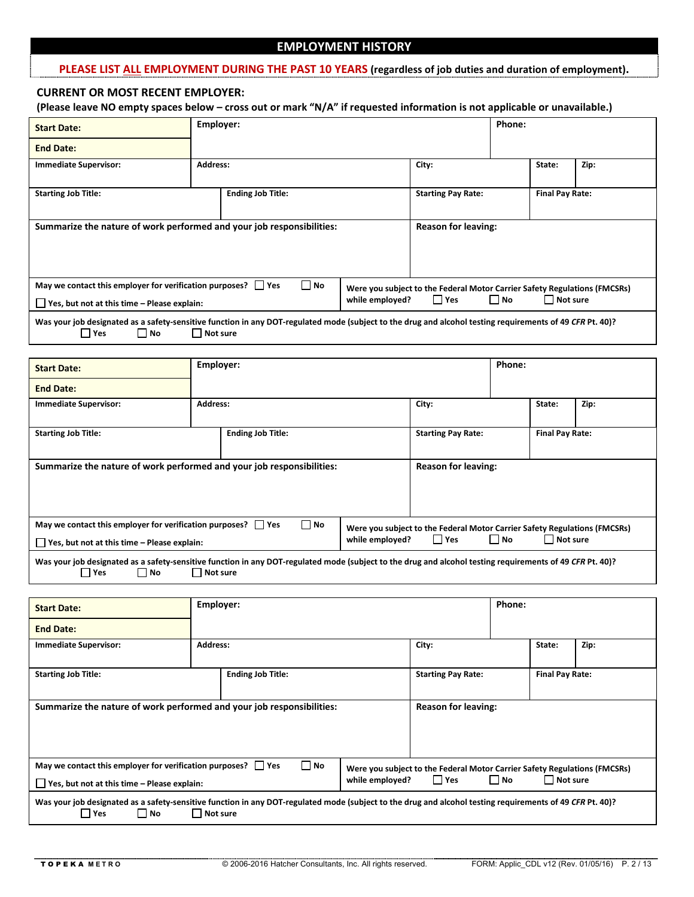## EMPLOYMENT HISTORY

**PLEASE LIST ALL EMPLOYMENT DURING THE PAST 10 YEARS (regardless of job duties and duration of employment).**

### CURRENT OR MOST RECENT EMPLOYER:

**(Please leave NO empty spaces below – cross out or mark "N/A" if requested information is not applicable or unavailable.)**

| | | | | |
|---|---|---|---|---|
| **Start Date:** | **Employer:** | | **Phone:** | |
| **End Date:** | | | | |
| **Immediate Supervisor:** | **Address:** | **City:** | **State:** | **Zip:** |
| **Starting Job Title:** | **Ending Job Title:** | **Starting Pay Rate:** | **Final Pay Rate:** | |
| **Summarize the nature of work performed and your job responsibilities:** | | **Reason for leaving:** | | |
| **May we contact this employer for verification purposes?** ☐ Yes ☐ No<br>☐ **Yes, but not at this time – Please explain:** | | **Were you subject to the Federal Motor Carrier Safety Regulations (FMCSRs) while employed?** ☐ Yes ☐ No ☐ Not sure | | |
| **Was your job designated as a safety-sensitive function in any DOT-regulated mode (subject to the drug and alcohol testing requirements of 49 *CFR* Pt. 40)?** ☐ Yes ☐ No ☐ Not sure | | | | |

| | | | | |
|---|---|---|---|---|
| **Start Date:** | **Employer:** | | **Phone:** | |
| **End Date:** | | | | |
| **Immediate Supervisor:** | **Address:** | **City:** | **State:** | **Zip:** |
| **Starting Job Title:** | **Ending Job Title:** | **Starting Pay Rate:** | **Final Pay Rate:** | |
| **Summarize the nature of work performed and your job responsibilities:** | | **Reason for leaving:** | | |
| **May we contact this employer for verification purposes?** ☐ Yes ☐ No<br>☐ **Yes, but not at this time – Please explain:** | | **Were you subject to the Federal Motor Carrier Safety Regulations (FMCSRs) while employed?** ☐ Yes ☐ No ☐ Not sure | | |
| **Was your job designated as a safety-sensitive function in any DOT-regulated mode (subject to the drug and alcohol testing requirements of 49 *CFR* Pt. 40)?** ☐ Yes ☐ No ☐ Not sure | | | | |

| | | | | |
|---|---|---|---|---|
| **Start Date:** | **Employer:** | | **Phone:** | |
| **End Date:** | | | | |
| **Immediate Supervisor:** | **Address:** | **City:** | **State:** | **Zip:** |
| **Starting Job Title:** | **Ending Job Title:** | **Starting Pay Rate:** | **Final Pay Rate:** | |
| **Summarize the nature of work performed and your job responsibilities:** | | **Reason for leaving:** | | |
| **May we contact this employer for verification purposes?** ☐ Yes ☐ No<br>☐ **Yes, but not at this time – Please explain:** | | **Were you subject to the Federal Motor Carrier Safety Regulations (FMCSRs) while employed?** ☐ Yes ☐ No ☐ Not sure | | |
| **Was your job designated as a safety-sensitive function in any DOT-regulated mode (subject to the drug and alcohol testing requirements of 49 *CFR* Pt. 40)?** ☐ Yes ☐ No ☐ Not sure | | | | |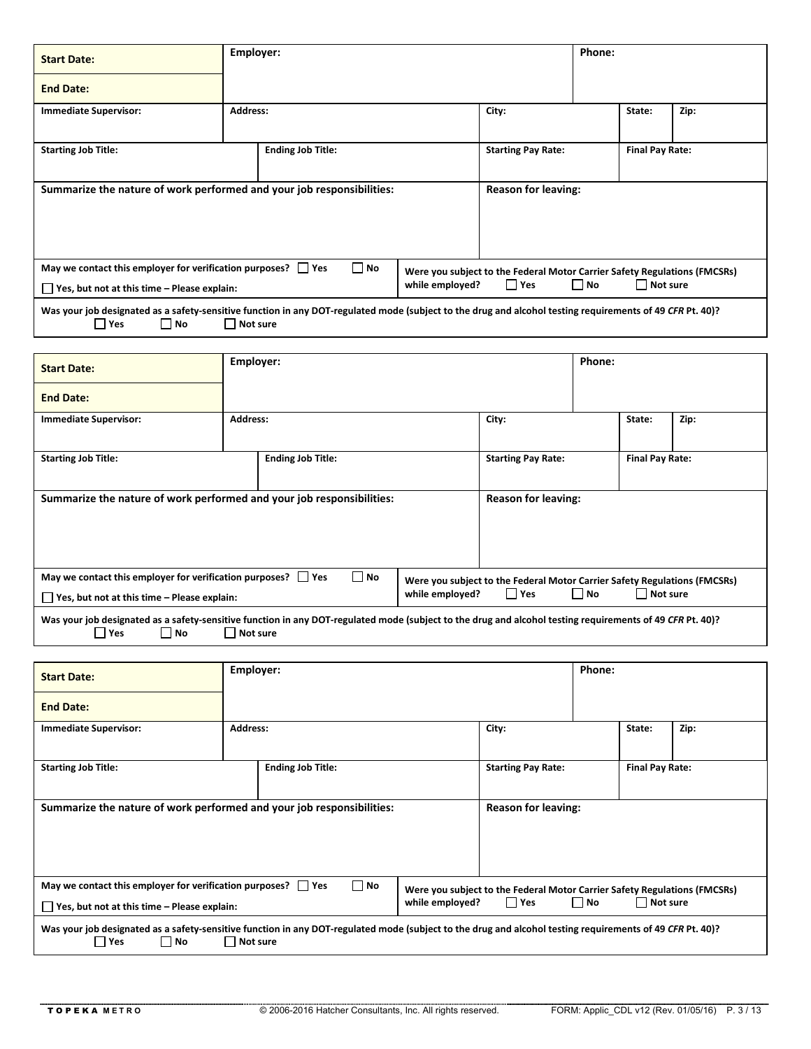| **Start Date:** | **Employer:** | | | **Phone:** | | |
|---|---|---|---|---|---|---|
| **End Date:** | | | | | | |
| **Immediate Supervisor:** | **Address:** | | **City:** | | **State:** | **Zip:** |
| **Starting Job Title:** | **Ending Job Title:** | | **Starting Pay Rate:** | | **Final Pay Rate:** | |
| **Summarize the nature of work performed and your job responsibilities:** | | | **Reason for leaving:** | | | |
| **May we contact this employer for verification purposes?** ☐ **Yes** ☐ **No** ☐ **Yes, but not at this time – Please explain:** | | | **Were you subject to the Federal Motor Carrier Safety Regulations (FMCSRs) while employed?** ☐ **Yes** ☐ **No** ☐ **Not sure** | | | |
| **Was your job designated as a safety-sensitive function in any DOT-regulated mode (subject to the drug and alcohol testing requirements of 49 *CFR* Pt. 40)?** ☐ **Yes** ☐ **No** ☐ **Not sure** | | | | | | |

| **Start Date:** | **Employer:** | | | **Phone:** | | |
|---|---|---|---|---|---|---|
| **End Date:** | | | | | | |
| **Immediate Supervisor:** | **Address:** | | **City:** | | **State:** | **Zip:** |
| **Starting Job Title:** | **Ending Job Title:** | | **Starting Pay Rate:** | | **Final Pay Rate:** | |
| **Summarize the nature of work performed and your job responsibilities:** | | | **Reason for leaving:** | | | |
| **May we contact this employer for verification purposes?** ☐ **Yes** ☐ **No** ☐ **Yes, but not at this time – Please explain:** | | | **Were you subject to the Federal Motor Carrier Safety Regulations (FMCSRs) while employed?** ☐ **Yes** ☐ **No** ☐ **Not sure** | | | |
| **Was your job designated as a safety-sensitive function in any DOT-regulated mode (subject to the drug and alcohol testing requirements of 49 *CFR* Pt. 40)?** ☐ **Yes** ☐ **No** ☐ **Not sure** | | | | | | |

| **Start Date:** | **Employer:** | | | **Phone:** | | |
|---|---|---|---|---|---|---|
| **End Date:** | | | | | | |
| **Immediate Supervisor:** | **Address:** | | **City:** | | **State:** | **Zip:** |
| **Starting Job Title:** | **Ending Job Title:** | | **Starting Pay Rate:** | | **Final Pay Rate:** | |
| **Summarize the nature of work performed and your job responsibilities:** | | | **Reason for leaving:** | | | |
| **May we contact this employer for verification purposes?** ☐ **Yes** ☐ **No** ☐ **Yes, but not at this time – Please explain:** | | | **Were you subject to the Federal Motor Carrier Safety Regulations (FMCSRs) while employed?** ☐ **Yes** ☐ **No** ☐ **Not sure** | | | |
| **Was your job designated as a safety-sensitive function in any DOT-regulated mode (subject to the drug and alcohol testing requirements of 49 *CFR* Pt. 40)?** ☐ **Yes** ☐ **No** ☐ **Not sure** | | | | | | |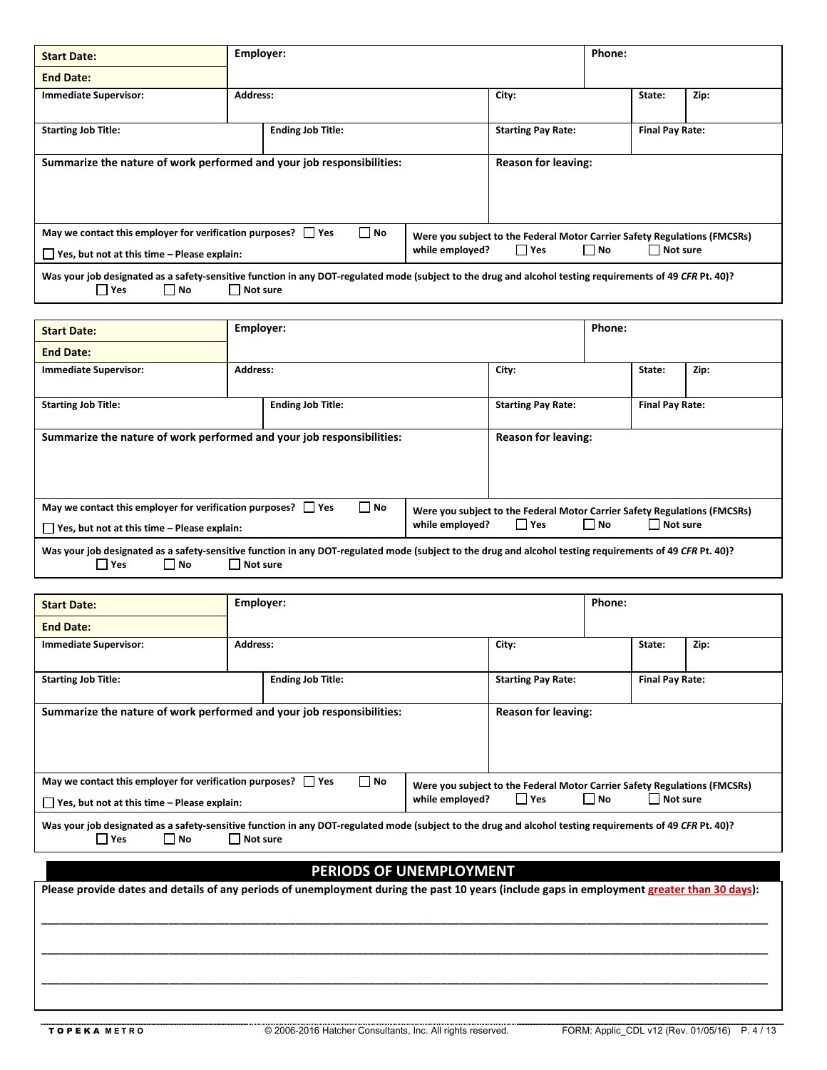| Start Date: | Employer: | | | Phone: | |
|---|---|---|---|---|---|
| End Date: | | | | | |
| Immediate Supervisor: | Address: | | City: | State: | Zip: |
| Starting Job Title: | Ending Job Title: | | Starting Pay Rate: | Final Pay Rate: | |
| Summarize the nature of work performed and your job responsibilities: | | | Reason for leaving: | | |
| May we contact this employer for verification purposes? ☐ Yes ☐ No<br>☐ Yes, but not at this time – Please explain: | | Were you subject to the Federal Motor Carrier Safety Regulations (FMCSRs) while employed? ☐ Yes ☐ No ☐ Not sure | | | |
| Was your job designated as a safety-sensitive function in any DOT-regulated mode (subject to the drug and alcohol testing requirements of 49 *CFR* Pt. 40)? ☐ Yes ☐ No ☐ Not sure | | | | | |

| Start Date: | Employer: | | | Phone: | |
|---|---|---|---|---|---|
| End Date: | | | | | |
| Immediate Supervisor: | Address: | | City: | State: | Zip: |
| Starting Job Title: | Ending Job Title: | | Starting Pay Rate: | Final Pay Rate: | |
| Summarize the nature of work performed and your job responsibilities: | | | Reason for leaving: | | |
| May we contact this employer for verification purposes? ☐ Yes ☐ No<br>☐ Yes, but not at this time – Please explain: | | Were you subject to the Federal Motor Carrier Safety Regulations (FMCSRs) while employed? ☐ Yes ☐ No ☐ Not sure | | | |
| Was your job designated as a safety-sensitive function in any DOT-regulated mode (subject to the drug and alcohol testing requirements of 49 *CFR* Pt. 40)? ☐ Yes ☐ No ☐ Not sure | | | | | |

| Start Date: | Employer: | | | Phone: | |
|---|---|---|---|---|---|
| End Date: | | | | | |
| Immediate Supervisor: | Address: | | City: | State: | Zip: |
| Starting Job Title: | Ending Job Title: | | Starting Pay Rate: | Final Pay Rate: | |
| Summarize the nature of work performed and your job responsibilities: | | | Reason for leaving: | | |
| May we contact this employer for verification purposes? ☐ Yes ☐ No<br>☐ Yes, but not at this time – Please explain: | | Were you subject to the Federal Motor Carrier Safety Regulations (FMCSRs) while employed? ☐ Yes ☐ No ☐ Not sure | | | |
| Was your job designated as a safety-sensitive function in any DOT-regulated mode (subject to the drug and alcohol testing requirements of 49 *CFR* Pt. 40)? ☐ Yes ☐ No ☐ Not sure | | | | | |

## PERIODS OF UNEMPLOYMENT

**Please provide dates and details of any periods of unemployment during the past 10 years (include gaps in employment greater than 30 days):**

________________________________________________________________________________

________________________________________________________________________________

________________________________________________________________________________

TOPEKA METRO © 2006-2016 Hatcher Consultants, Inc. All rights reserved. FORM: Applic_CDL v12 (Rev. 01/05/16)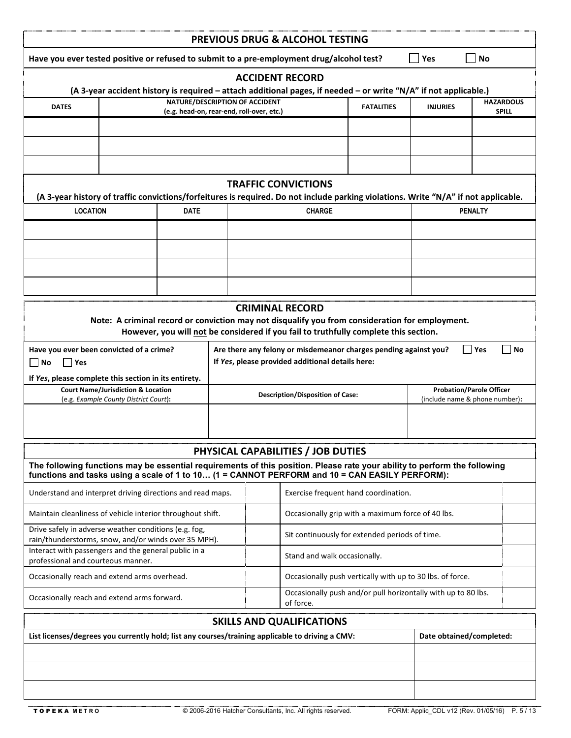## PREVIOUS DRUG & ALCOHOL TESTING

**Have you ever tested positive or refused to submit to a pre-employment drug/alcohol test?** ☐ Yes ☐ No

## ACCIDENT RECORD

**(A 3-year accident history is required – attach additional pages, if needed – or write "N/A" if not applicable.)**

| DATES | NATURE/DESCRIPTION OF ACCIDENT (e.g. head-on, rear-end, roll-over, etc.) | FATALITIES | INJURIES | HAZARDOUS SPILL |
|---|---|---|---|---|
| | | | | |
| | | | | |
| | | | | |

## TRAFFIC CONVICTIONS

**(A 3-year history of traffic convictions/forfeitures is required. Do not include parking violations. Write "N/A" if not applicable.**

| LOCATION | DATE | CHARGE | PENALTY |
|---|---|---|---|
| | | | |
| | | | |
| | | | |
| | | | |

## CRIMINAL RECORD

**Note: A criminal record or conviction may not disqualify you from consideration for employment. However, you will not be considered if you fail to truthfully complete this section.**

**Have you ever been convicted of a crime?** ☐ No ☐ Yes

**If *Yes*, please complete this section in its entirety.**

**Are there any felony or misdemeanor charges pending against you?** ☐ Yes ☐ No

**If *Yes*, please provided additional details here:**

| Court Name/Jurisdiction & Location (e.g. *Example County District Court*): | Description/Disposition of Case: | Probation/Parole Officer (include name & phone number): |
|---|---|---|
| | | |

## PHYSICAL CAPABILITIES / JOB DUTIES

**The following functions may be essential requirements of this position. Please rate your ability to perform the following functions and tasks using a scale of 1 to 10… (1 = CANNOT PERFORM and 10 = CAN EASILY PERFORM):**

| Function | Rating | Function | Rating |
|---|---|---|---|
| Understand and interpret driving directions and read maps. | | Exercise frequent hand coordination. | |
| Maintain cleanliness of vehicle interior throughout shift. | | Occasionally grip with a maximum force of 40 lbs. | |
| Drive safely in adverse weather conditions (e.g. fog, rain/thunderstorms, snow, and/or winds over 35 MPH). | | Sit continuously for extended periods of time. | |
| Interact with passengers and the general public in a professional and courteous manner. | | Stand and walk occasionally. | |
| Occasionally reach and extend arms overhead. | | Occasionally push vertically with up to 30 lbs. of force. | |
| Occasionally reach and extend arms forward. | | Occasionally push and/or pull horizontally with up to 80 lbs. of force. | |

## SKILLS AND QUALIFICATIONS

| List licenses/degrees you currently hold; list any courses/training applicable to driving a CMV: | Date obtained/completed: |
|---|---|
| | |
| | |
| | |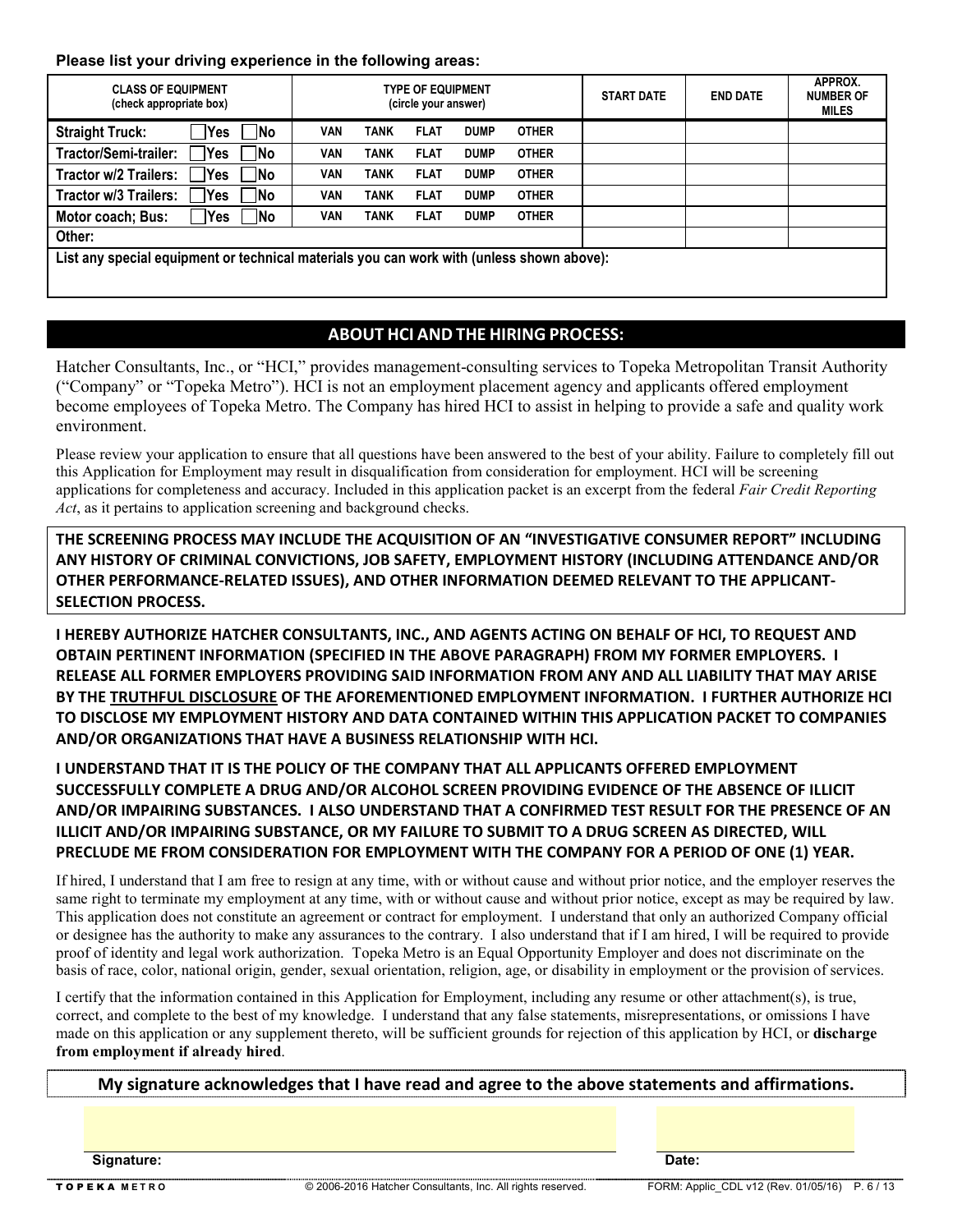**Please list your driving experience in the following areas:**

| CLASS OF EQUIPMENT (check appropriate box) | TYPE OF EQUIPMENT (circle your answer) | START DATE | END DATE | APPROX. NUMBER OF MILES |
|---|---|---|---|---|
| **Straight Truck:** ☐ Yes ☐ No | VAN TANK FLAT DUMP OTHER | | | |
| **Tractor/Semi-trailer:** ☐ Yes ☐ No | VAN TANK FLAT DUMP OTHER | | | |
| **Tractor w/2 Trailers:** ☐ Yes ☐ No | VAN TANK FLAT DUMP OTHER | | | |
| **Tractor w/3 Trailers:** ☐ Yes ☐ No | VAN TANK FLAT DUMP OTHER | | | |
| **Motor coach; Bus:** ☐ Yes ☐ No | VAN TANK FLAT DUMP OTHER | | | |
| **Other:** | | | | |

**List any special equipment or technical materials you can work with (unless shown above):**

## ABOUT HCI AND THE HIRING PROCESS:

Hatcher Consultants, Inc., or "HCI," provides management-consulting services to Topeka Metropolitan Transit Authority ("Company" or "Topeka Metro"). HCI is not an employment placement agency and applicants offered employment become employees of Topeka Metro. The Company has hired HCI to assist in helping to provide a safe and quality work environment.

Please review your application to ensure that all questions have been answered to the best of your ability. Failure to completely fill out this Application for Employment may result in disqualification from consideration for employment. HCI will be screening applications for completeness and accuracy. Included in this application packet is an excerpt from the federal *Fair Credit Reporting Act*, as it pertains to application screening and background checks.

**THE SCREENING PROCESS MAY INCLUDE THE ACQUISITION OF AN "INVESTIGATIVE CONSUMER REPORT" INCLUDING ANY HISTORY OF CRIMINAL CONVICTIONS, JOB SAFETY, EMPLOYMENT HISTORY (INCLUDING ATTENDANCE AND/OR OTHER PERFORMANCE-RELATED ISSUES), AND OTHER INFORMATION DEEMED RELEVANT TO THE APPLICANT-SELECTION PROCESS.**

**I HEREBY AUTHORIZE HATCHER CONSULTANTS, INC., AND AGENTS ACTING ON BEHALF OF HCI, TO REQUEST AND OBTAIN PERTINENT INFORMATION (SPECIFIED IN THE ABOVE PARAGRAPH) FROM MY FORMER EMPLOYERS. I RELEASE ALL FORMER EMPLOYERS PROVIDING SAID INFORMATION FROM ANY AND ALL LIABILITY THAT MAY ARISE BY THE TRUTHFUL DISCLOSURE OF THE AFOREMENTIONED EMPLOYMENT INFORMATION. I FURTHER AUTHORIZE HCI TO DISCLOSE MY EMPLOYMENT HISTORY AND DATA CONTAINED WITHIN THIS APPLICATION PACKET TO COMPANIES AND/OR ORGANIZATIONS THAT HAVE A BUSINESS RELATIONSHIP WITH HCI.**

**I UNDERSTAND THAT IT IS THE POLICY OF THE COMPANY THAT ALL APPLICANTS OFFERED EMPLOYMENT SUCCESSFULLY COMPLETE A DRUG AND/OR ALCOHOL SCREEN PROVIDING EVIDENCE OF THE ABSENCE OF ILLICIT AND/OR IMPAIRING SUBSTANCES. I ALSO UNDERSTAND THAT A CONFIRMED TEST RESULT FOR THE PRESENCE OF AN ILLICIT AND/OR IMPAIRING SUBSTANCE, OR MY FAILURE TO SUBMIT TO A DRUG SCREEN AS DIRECTED, WILL PRECLUDE ME FROM CONSIDERATION FOR EMPLOYMENT WITH THE COMPANY FOR A PERIOD OF ONE (1) YEAR.**

If hired, I understand that I am free to resign at any time, with or without cause and without prior notice, and the employer reserves the same right to terminate my employment at any time, with or without cause and without prior notice, except as may be required by law. This application does not constitute an agreement or contract for employment. I understand that only an authorized Company official or designee has the authority to make any assurances to the contrary. I also understand that if I am hired, I will be required to provide proof of identity and legal work authorization. Topeka Metro is an Equal Opportunity Employer and does not discriminate on the basis of race, color, national origin, gender, sexual orientation, religion, age, or disability in employment or the provision of services.

I certify that the information contained in this Application for Employment, including any resume or other attachment(s), is true, correct, and complete to the best of my knowledge. I understand that any false statements, misrepresentations, or omissions I have made on this application or any supplement thereto, will be sufficient grounds for rejection of this application by HCI, or **discharge from employment if already hired**.

**My signature acknowledges that I have read and agree to the above statements and affirmations.**

**Signature:** ______________________ **Date:** ____________

© 2006-2016 Hatcher Consultants, Inc. All rights reserved. FORM: Applic_CDL v12 (Rev. 01/05/16)